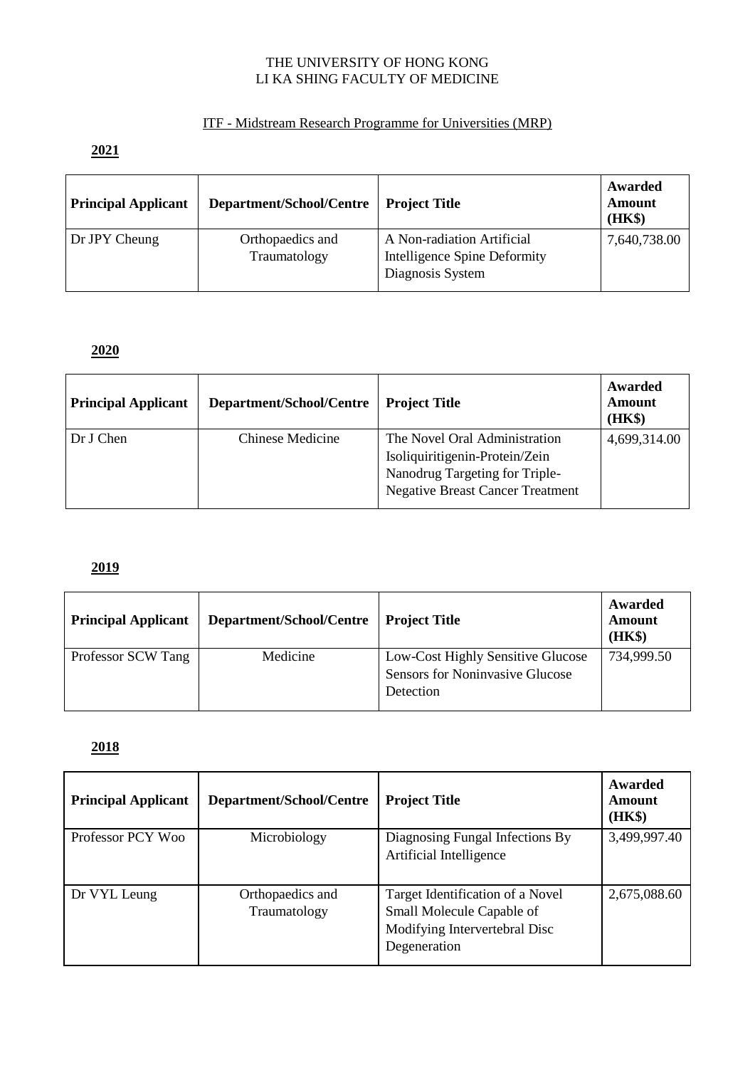THE UNIVERSITY OF HONG KONG
LI KA SHING FACULTY OF MEDICINE

ITF - Midstream Research Programme for Universities (MRP)

**2021**

| Principal Applicant | Department/School/Centre | Project Title | Awarded Amount (HK$) |
|---|---|---|---|
| Dr JPY Cheung | Orthopaedics and Traumatology | A Non-radiation Artificial Intelligence Spine Deformity Diagnosis System | 7,640,738.00 |

**2020**

| Principal Applicant | Department/School/Centre | Project Title | Awarded Amount (HK$) |
|---|---|---|---|
| Dr J Chen | Chinese Medicine | The Novel Oral Administration Isoliquiritigenin-Protein/Zein Nanodrug Targeting for Triple-Negative Breast Cancer Treatment | 4,699,314.00 |

**2019**

| Principal Applicant | Department/School/Centre | Project Title | Awarded Amount (HK$) |
|---|---|---|---|
| Professor SCW Tang | Medicine | Low-Cost Highly Sensitive Glucose Sensors for Noninvasive Glucose Detection | 734,999.50 |

**2018**

| Principal Applicant | Department/School/Centre | Project Title | Awarded Amount (HK$) |
|---|---|---|---|
| Professor PCY Woo | Microbiology | Diagnosing Fungal Infections By Artificial Intelligence | 3,499,997.40 |
| Dr VYL Leung | Orthopaedics and Traumatology | Target Identification of a Novel Small Molecule Capable of Modifying Intervertebral Disc Degeneration | 2,675,088.60 |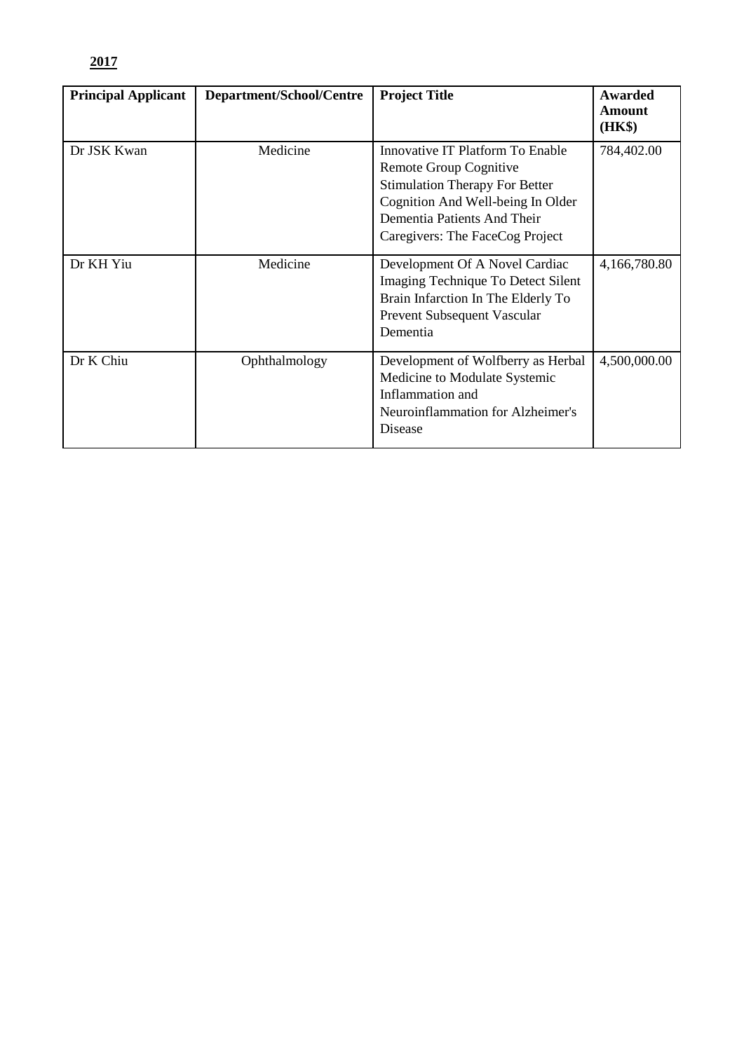**2017**

| Principal Applicant | Department/School/Centre | Project Title | Awarded Amount (HK$) |
|---|---|---|---|
| Dr JSK Kwan | Medicine | Innovative IT Platform To Enable Remote Group Cognitive Stimulation Therapy For Better Cognition And Well-being In Older Dementia Patients And Their Caregivers: The FaceCog Project | 784,402.00 |
| Dr KH Yiu | Medicine | Development Of A Novel Cardiac Imaging Technique To Detect Silent Brain Infarction In The Elderly To Prevent Subsequent Vascular Dementia | 4,166,780.80 |
| Dr K Chiu | Ophthalmology | Development of Wolfberry as Herbal Medicine to Modulate Systemic Inflammation and Neuroinflammation for Alzheimer's Disease | 4,500,000.00 |